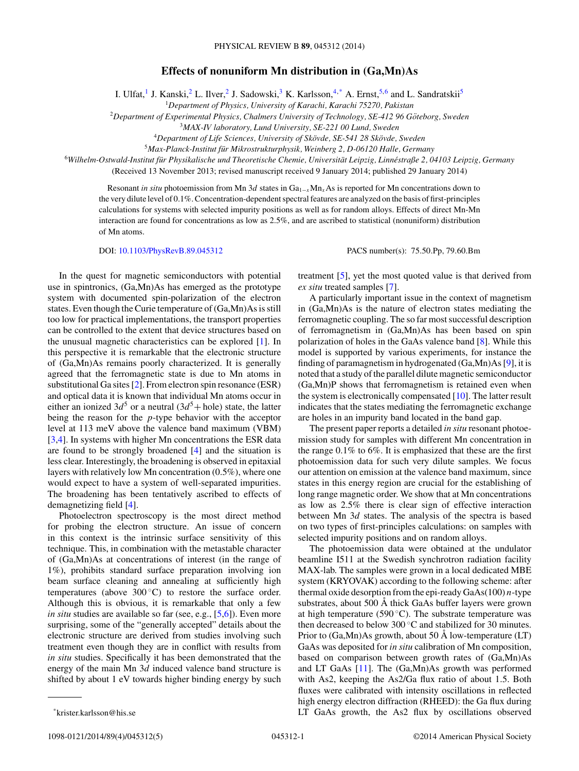# Effects of nonuniform Mn distribution in (Ga,Mn)As

I. Ulfat,[1] J. Kanski,[2] L. Ilver,[2] J. Sadowski,[3] K. Karlsson,[4,*] A. Ernst,[5,6] and L. Sandratskii[5]

[1]*Department of Physics, University of Karachi, Karachi 75270, Pakistan*

[2]*Department of Experimental Physics, Chalmers University of Technology, SE-412 96 Göteborg, Sweden*

[3]*MAX-IV laboratory, Lund University, SE-221 00 Lund, Sweden*

[4]*Department of Life Sciences, University of Skövde, SE-541 28 Skövde, Sweden*

[5]*Max-Planck-Institut für Mikrostrukturphysik, Weinberg 2, D-06120 Halle, Germany*

[6]*Wilhelm-Ostwald-Institut für Physikalische und Theoretische Chemie, Universität Leipzig, Linnéstraße 2, 04103 Leipzig, Germany*

(Received 13 November 2013; revised manuscript received 9 January 2014; published 29 January 2014)

Resonant *in situ* photoemission from Mn 3$d$ states in $Ga_{1-x}Mn_xAs$ is reported for Mn concentrations down to the very dilute level of 0.1%. Concentration-dependent spectral features are analyzed on the basis of first-principles calculations for systems with selected impurity positions as well as for random alloys. Effects of direct Mn-Mn interaction are found for concentrations as low as 2.5%, and are ascribed to statistical (nonuniform) distribution of Mn atoms.

DOI: 10.1103/PhysRevB.89.045312 PACS number(s): 75.50.Pp, 79.60.Bm

In the quest for magnetic semiconductors with potential use in spintronics, (Ga,Mn)As has emerged as the prototype system with documented spin-polarization of the electron states. Even though the Curie temperature of (Ga,Mn)As is still too low for practical implementations, the transport properties can be controlled to the extent that device structures based on the unusual magnetic characteristics can be explored [1]. In this perspective it is remarkable that the electronic structure of (Ga,Mn)As remains poorly characterized. It is generally agreed that the ferromagnetic state is due to Mn atoms in substitutional Ga sites [2]. From electron spin resonance (ESR) and optical data it is known that individual Mn atoms occur in either an ionized 3$d^5$ or a neutral (3$d^5$+ hole) state, the latter being the reason for the $p$-type behavior with the acceptor level at 113 meV above the valence band maximum (VBM) [3,4]. In systems with higher Mn concentrations the ESR data are found to be strongly broadened [4] and the situation is less clear. Interestingly, the broadening is observed in epitaxial layers with relatively low Mn concentration (0.5%), where one would expect to have a system of well-separated impurities. The broadening has been tentatively ascribed to effects of demagnetizing field [4].

Photoelectron spectroscopy is the most direct method for probing the electron structure. An issue of concern in this context is the intrinsic surface sensitivity of this technique. This, in combination with the metastable character of (Ga,Mn)As at concentrations of interest (in the range of 1%), prohibits standard surface preparation involving ion beam surface cleaning and annealing at sufficiently high temperatures (above 300 °C) to restore the surface order. Although this is obvious, it is remarkable that only a few *in situ* studies are available so far (see, e.g., [5,6]). Even more surprising, some of the "generally accepted" details about the electronic structure are derived from studies involving such treatment even though they are in conflict with results from *in situ* studies. Specifically it has been demonstrated that the energy of the main Mn 3$d$ induced valence band structure is shifted by about 1 eV towards higher binding energy by such treatment [5], yet the most quoted value is that derived from *ex situ* treated samples [7].

A particularly important issue in the context of magnetism in (Ga,Mn)As is the nature of electron states mediating the ferromagnetic coupling. The so far most successful description of ferromagnetism in (Ga,Mn)As has been based on spin polarization of holes in the GaAs valence band [8]. While this model is supported by various experiments, for instance the finding of paramagnetism in hydrogenated (Ga,Mn)As [9], it is noted that a study of the parallel dilute magnetic semiconductor (Ga,Mn)P shows that ferromagnetism is retained even when the system is electronically compensated [10]. The latter result indicates that the states mediating the ferromagnetic exchange are holes in an impurity band located in the band gap.

The present paper reports a detailed *in situ* resonant photoemission study for samples with different Mn concentration in the range 0.1% to 6%. It is emphasized that these are the first photoemission data for such very dilute samples. We focus our attention on emission at the valence band maximum, since states in this energy region are crucial for the establishing of long range magnetic order. We show that at Mn concentrations as low as 2.5% there is clear sign of effective interaction between Mn 3$d$ states. The analysis of the spectra is based on two types of first-principles calculations: on samples with selected impurity positions and on random alloys.

The photoemission data were obtained at the undulator beamline I511 at the Swedish synchrotron radiation facility MAX-lab. The samples were grown in a local dedicated MBE system (KRYOVAK) according to the following scheme: after thermal oxide desorption from the epi-ready GaAs(100) $n$-type substrates, about 500 Å thick GaAs buffer layers were grown at high temperature (590 °C). The substrate temperature was then decreased to below 300 °C and stabilized for 30 minutes. Prior to (Ga,Mn)As growth, about 50 Å low-temperature (LT) GaAs was deposited for *in situ* calibration of Mn composition, based on comparison between growth rates of (Ga,Mn)As and LT GaAs [11]. The (Ga,Mn)As growth was performed with As2, keeping the As2/Ga flux ratio of about 1.5. Both fluxes were calibrated with intensity oscillations in reflected high energy electron diffraction (RHEED): the Ga flux during LT GaAs growth, the As2 flux by oscillations observed

*krister.karlsson@his.se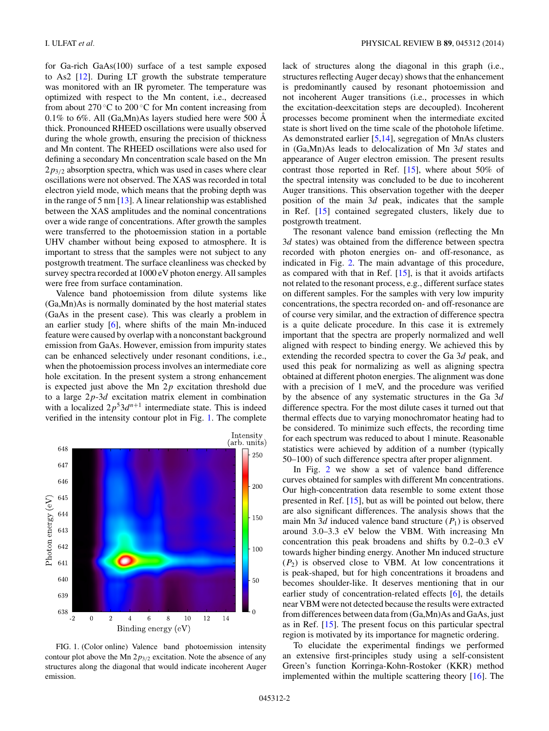for Ga-rich GaAs(100) surface of a test sample exposed to As2 [12]. During LT growth the substrate temperature was monitored with an IR pyrometer. The temperature was optimized with respect to the Mn content, i.e., decreased from about 270 °C to 200 °C for Mn content increasing from 0.1% to 6%. All (Ga,Mn)As layers studied here were 500 Å thick. Pronounced RHEED oscillations were usually observed during the whole growth, ensuring the precision of thickness and Mn content. The RHEED oscillations were also used for defining a secondary Mn concentration scale based on the Mn $2p_{3/2}$ absorption spectra, which was used in cases where clear oscillations were not observed. The XAS was recorded in total electron yield mode, which means that the probing depth was in the range of 5 nm [13]. A linear relationship was established between the XAS amplitudes and the nominal concentrations over a wide range of concentrations. After growth the samples were transferred to the photoemission station in a portable UHV chamber without being exposed to atmosphere. It is important to stress that the samples were not subject to any postgrowth treatment. The surface cleanliness was checked by survey spectra recorded at 1000 eV photon energy. All samples were free from surface contamination.

Valence band photoemission from dilute systems like (Ga,Mn)As is normally dominated by the host material states (GaAs in the present case). This was clearly a problem in an earlier study [6], where shifts of the main Mn-induced feature were caused by overlap with a nonconstant background emission from GaAs. However, emission from impurity states can be enhanced selectively under resonant conditions, i.e., when the photoemission process involves an intermediate core hole excitation. In the present system a strong enhancement is expected just above the Mn $2p$ excitation threshold due to a large $2p$-$3d$ excitation matrix element in combination with a localized $2p^5 3d^{n+1}$ intermediate state. This is indeed verified in the intensity contour plot in Fig. 1. The complete lack of structures along the diagonal in this graph (i.e., structures reflecting Auger decay) shows that the enhancement is predominantly caused by resonant photoemission and not incoherent Auger transitions (i.e., processes in which the excitation-deexcitation steps are decoupled). Incoherent processes become prominent when the intermediate excited state is short lived on the time scale of the photohole lifetime. As demonstrated earlier [5,14], segregation of MnAs clusters in (Ga,Mn)As leads to delocalization of Mn $3d$ states and appearance of Auger electron emission. The present results contrast those reported in Ref. [15], where about 50% of the spectral intensity was concluded to be due to incoherent Auger transitions. This observation together with the deeper position of the main $3d$ peak, indicates that the sample in Ref. [15] contained segregated clusters, likely due to postgrowth treatment.

FIG. 1. (Color online) Valence band photoemission intensity contour plot above the Mn $2p_{3/2}$ excitation. Note the absence of any structures along the diagonal that would indicate incoherent Auger emission.

The resonant valence band emission (reflecting the Mn $3d$ states) was obtained from the difference between spectra recorded with photon energies on- and off-resonance, as indicated in Fig. 2. The main advantage of this procedure, as compared with that in Ref. [15], is that it avoids artifacts not related to the resonant process, e.g., different surface states on different samples. For the samples with very low impurity concentrations, the spectra recorded on- and off-resonance are of course very similar, and the extraction of difference spectra is a quite delicate procedure. In this case it is extremely important that the spectra are properly normalized and well aligned with respect to binding energy. We achieved this by extending the recorded spectra to cover the Ga $3d$ peak, and used this peak for normalizing as well as aligning spectra obtained at different photon energies. The alignment was done with a precision of 1 meV, and the procedure was verified by the absence of any systematic structures in the Ga $3d$ difference spectra. For the most dilute cases it turned out that thermal effects due to varying monochromator heating had to be considered. To minimize such effects, the recording time for each spectrum was reduced to about 1 minute. Reasonable statistics were achieved by addition of a number (typically 50–100) of such difference spectra after proper alignment.

In Fig. 2 we show a set of valence band difference curves obtained for samples with different Mn concentrations. Our high-concentration data resemble to some extent those presented in Ref. [15], but as will be pointed out below, there are also significant differences. The analysis shows that the main Mn $3d$ induced valence band structure ($P_1$) is observed around 3.0–3.3 eV below the VBM. With increasing Mn concentration this peak broadens and shifts by 0.2–0.3 eV towards higher binding energy. Another Mn induced structure ($P_2$) is observed close to VBM. At low concentrations it is peak-shaped, but for high concentrations it broadens and becomes shoulder-like. It deserves mentioning that in our earlier study of concentration-related effects [6], the details near VBM were not detected because the results were extracted from differences between data from (Ga,Mn)As and GaAs, just as in Ref. [15]. The present focus on this particular spectral region is motivated by its importance for magnetic ordering.

To elucidate the experimental findings we performed an extensive first-principles study using a self-consistent Green's function Korringa-Kohn-Rostoker (KKR) method implemented within the multiple scattering theory [16]. The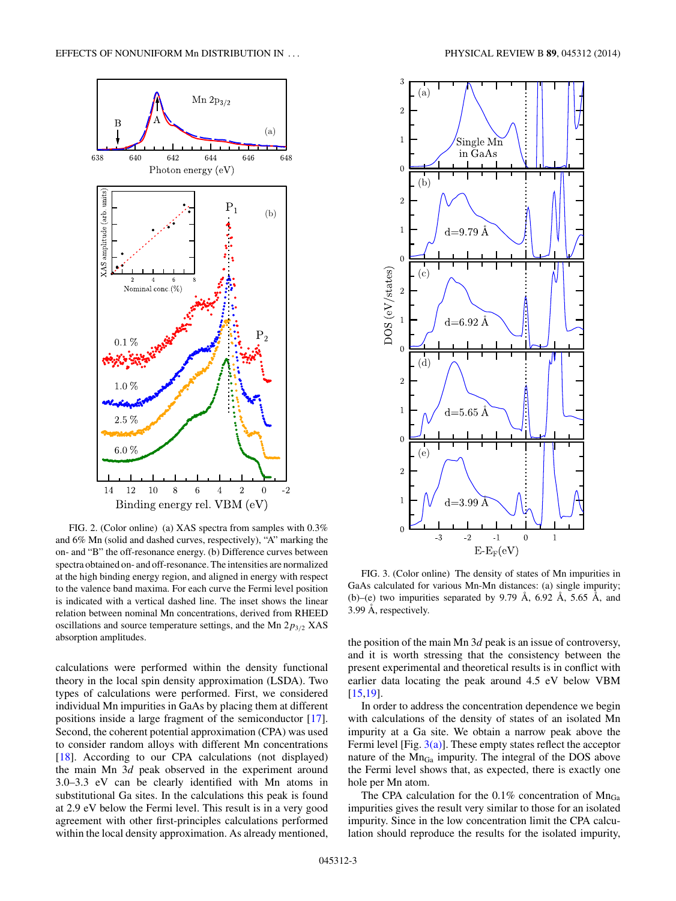FIG. 2. (Color online) (a) XAS spectra from samples with 0.3% and 6% Mn (solid and dashed curves, respectively), "A" marking the on- and "B" the off-resonance energy. (b) Difference curves between spectra obtained on- and off-resonance. The intensities are normalized at the high binding energy region, and aligned in energy with respect to the valence band maxima. For each curve the Fermi level position is indicated with a vertical dashed line. The inset shows the linear relation between nominal Mn concentrations, derived from RHEED oscillations and source temperature settings, and the Mn $2p_{3/2}$ XAS absorption amplitudes.

calculations were performed within the density functional theory in the local spin density approximation (LSDA). Two types of calculations were performed. First, we considered individual Mn impurities in GaAs by placing them at different positions inside a large fragment of the semiconductor [17]. Second, the coherent potential approximation (CPA) was used to consider random alloys with different Mn concentrations [18]. According to our CPA calculations (not displayed) the main Mn 3*d* peak observed in the experiment around 3.0–3.3 eV can be clearly identified with Mn atoms in substitutional Ga sites. In the calculations this peak is found at 2.9 eV below the Fermi level. This result is in a very good agreement with other first-principles calculations performed within the local density approximation. As already mentioned, the position of the main Mn 3*d* peak is an issue of controversy, and it is worth stressing that the consistency between the present experimental and theoretical results is in conflict with earlier data locating the peak around 4.5 eV below VBM [15,19].

FIG. 3. (Color online) The density of states of Mn impurities in GaAs calculated for various Mn-Mn distances: (a) single impurity; (b)–(e) two impurities separated by 9.79 Å, 6.92 Å, 5.65 Å, and 3.99 Å, respectively.

In order to address the concentration dependence we begin with calculations of the density of states of an isolated Mn impurity at a Ga site. We obtain a narrow peak above the Fermi level [Fig. 3(a)]. These empty states reflect the acceptor nature of the $Mn_{Ga}$ impurity. The integral of the DOS above the Fermi level shows that, as expected, there is exactly one hole per Mn atom.

The CPA calculation for the 0.1% concentration of $Mn_{Ga}$ impurities gives the result very similar to those for an isolated impurity. Since in the low concentration limit the CPA calculation should reproduce the results for the isolated impurity,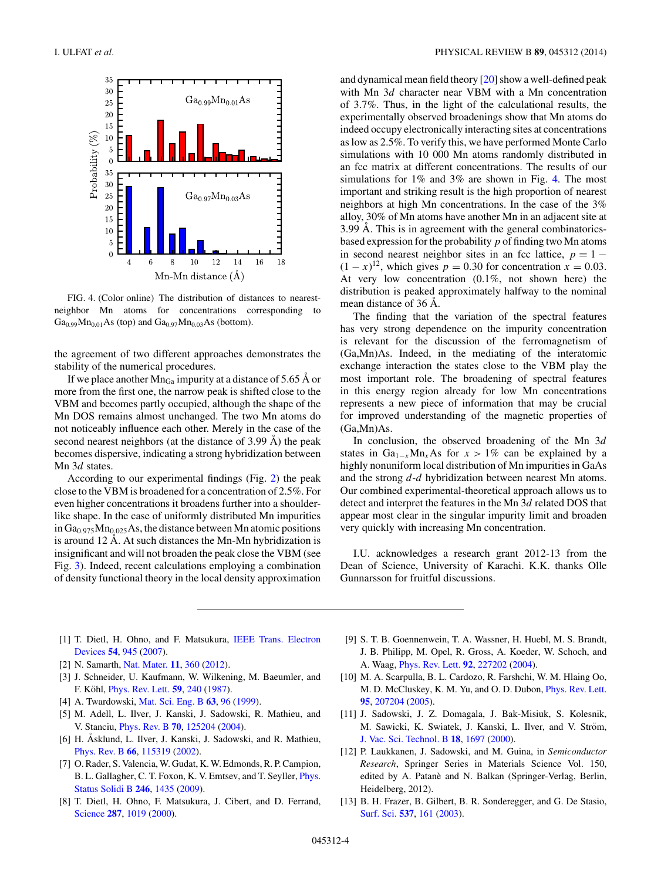FIG. 4. (Color online) The distribution of distances to nearest-neighbor Mn atoms for concentrations corresponding to $Ga_{0.99}Mn_{0.01}As$ (top) and $Ga_{0.97}Mn_{0.03}As$ (bottom).

the agreement of two different approaches demonstrates the stability of the numerical procedures.

If we place another $Mn_{Ga}$ impurity at a distance of 5.65 Å or more from the first one, the narrow peak is shifted close to the VBM and becomes partly occupied, although the shape of the Mn DOS remains almost unchanged. The two Mn atoms do not noticeably influence each other. Merely in the case of the second nearest neighbors (at the distance of 3.99 Å) the peak becomes dispersive, indicating a strong hybridization between Mn 3*d* states.

According to our experimental findings (Fig. 2) the peak close to the VBM is broadened for a concentration of 2.5%. For even higher concentrations it broadens further into a shoulder-like shape. In the case of uniformly distributed Mn impurities in $Ga_{0.975}Mn_{0.025}As$, the distance between Mn atomic positions is around 12 Å. At such distances the Mn-Mn hybridization is insignificant and will not broaden the peak close the VBM (see Fig. 3). Indeed, recent calculations employing a combination of density functional theory in the local density approximation and dynamical mean field theory [20] show a well-defined peak with Mn 3*d* character near VBM with a Mn concentration of 3.7%. Thus, in the light of the calculational results, the experimentally observed broadenings show that Mn atoms do indeed occupy electronically interacting sites at concentrations as low as 2.5%. To verify this, we have performed Monte Carlo simulations with 10 000 Mn atoms randomly distributed in an fcc matrix at different concentrations. The results of our simulations for 1% and 3% are shown in Fig. 4. The most important and striking result is the high proportion of nearest neighbors at high Mn concentrations. In the case of the 3% alloy, 30% of Mn atoms have another Mn in an adjacent site at 3.99 Å. This is in agreement with the general combinatorics-based expression for the probability $p$ of finding two Mn atoms in second nearest neighbor sites in an fcc lattice, $p = 1 - (1-x)^{12}$, which gives $p = 0.30$ for concentration $x = 0.03$. At very low concentration (0.1%, not shown here) the distribution is peaked approximately halfway to the nominal mean distance of 36 Å.

The finding that the variation of the spectral features has very strong dependence on the impurity concentration is relevant for the discussion of the ferromagnetism of (Ga,Mn)As. Indeed, in the mediating of the interatomic exchange interaction the states close to the VBM play the most important role. The broadening of spectral features in this energy region already for low Mn concentrations represents a new piece of information that may be crucial for improved understanding of the magnetic properties of (Ga,Mn)As.

In conclusion, the observed broadening of the Mn 3*d* states in $Ga_{1-x}Mn_xAs$ for $x > 1\%$ can be explained by a highly nonuniform local distribution of Mn impurities in GaAs and the strong *d*-*d* hybridization between nearest Mn atoms. Our combined experimental-theoretical approach allows us to detect and interpret the features in the Mn 3*d* related DOS that appear most clear in the singular impurity limit and broaden very quickly with increasing Mn concentration.

I.U. acknowledges a research grant 2012-13 from the Dean of Science, University of Karachi. K.K. thanks Olle Gunnarsson for fruitful discussions.

---

[1] T. Dietl, H. Ohno, and F. Matsukura, IEEE Trans. Electron Devices **54**, 945 (2007).

[2] N. Samarth, Nat. Mater. **11**, 360 (2012).

[3] J. Schneider, U. Kaufmann, W. Wilkening, M. Baeumler, and F. Köhl, Phys. Rev. Lett. **59**, 240 (1987).

[4] A. Twardowski, Mat. Sci. Eng. B **63**, 96 (1999).

[5] M. Adell, L. Ilver, J. Kanski, J. Sadowski, R. Mathieu, and V. Stanciu, Phys. Rev. B **70**, 125204 (2004).

[6] H. Åsklund, L. Ilver, J. Kanski, J. Sadowski, and R. Mathieu, Phys. Rev. B **66**, 115319 (2002).

[7] O. Rader, S. Valencia, W. Gudat, K. W. Edmonds, R. P. Campion, B. L. Gallagher, C. T. Foxon, K. V. Emtsev, and T. Seyller, Phys. Status Solidi B **246**, 1435 (2009).

[8] T. Dietl, H. Ohno, F. Matsukura, J. Cibert, and D. Ferrand, Science **287**, 1019 (2000).

[9] S. T. B. Goennenwein, T. A. Wassner, H. Huebl, M. S. Brandt, J. B. Philipp, M. Opel, R. Gross, A. Koeder, W. Schoch, and A. Waag, Phys. Rev. Lett. **92**, 227202 (2004).

[10] M. A. Scarpulla, B. L. Cardozo, R. Farshchi, W. M. Hlaing Oo, M. D. McCluskey, K. M. Yu, and O. D. Dubon, Phys. Rev. Lett. **95**, 207204 (2005).

[11] J. Sadowski, J. Z. Domagala, J. Bak-Misiuk, S. Kolesnik, M. Sawicki, K. Swiatek, J. Kanski, L. Ilver, and V. Ström, J. Vac. Sci. Technol. B **18**, 1697 (2000).

[12] P. Laukkanen, J. Sadowski, and M. Guina, in *Semiconductor Research*, Springer Series in Materials Science Vol. 150, edited by A. Patanè and N. Balkan (Springer-Verlag, Berlin, Heidelberg, 2012).

[13] B. H. Frazer, B. Gilbert, B. R. Sonderegger, and G. De Stasio, Surf. Sci. **537**, 161 (2003).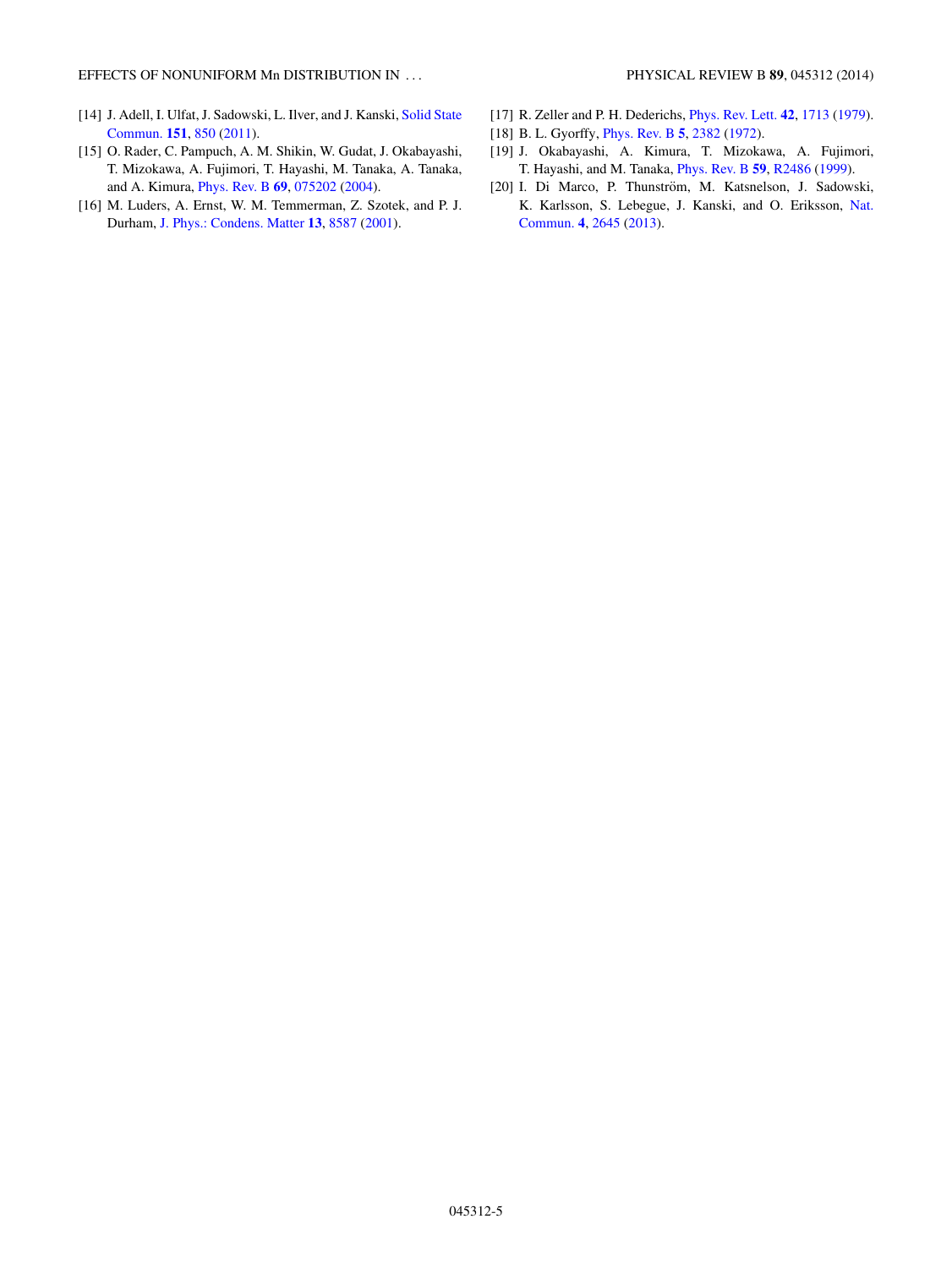[14] J. Adell, I. Ulfat, J. Sadowski, L. Ilver, and J. Kanski, Solid State Commun. **151**, 850 (2011).

[15] O. Rader, C. Pampuch, A. M. Shikin, W. Gudat, J. Okabayashi, T. Mizokawa, A. Fujimori, T. Hayashi, M. Tanaka, A. Tanaka, and A. Kimura, Phys. Rev. B **69**, 075202 (2004).

[16] M. Luders, A. Ernst, W. M. Temmerman, Z. Szotek, and P. J. Durham, J. Phys.: Condens. Matter **13**, 8587 (2001).

[17] R. Zeller and P. H. Dederichs, Phys. Rev. Lett. **42**, 1713 (1979).

[18] B. L. Gyorffy, Phys. Rev. B **5**, 2382 (1972).

[19] J. Okabayashi, A. Kimura, T. Mizokawa, A. Fujimori, T. Hayashi, and M. Tanaka, Phys. Rev. B **59**, R2486 (1999).

[20] I. Di Marco, P. Thunström, M. Katsnelson, J. Sadowski, K. Karlsson, S. Lebegue, J. Kanski, and O. Eriksson, Nat. Commun. **4**, 2645 (2013).